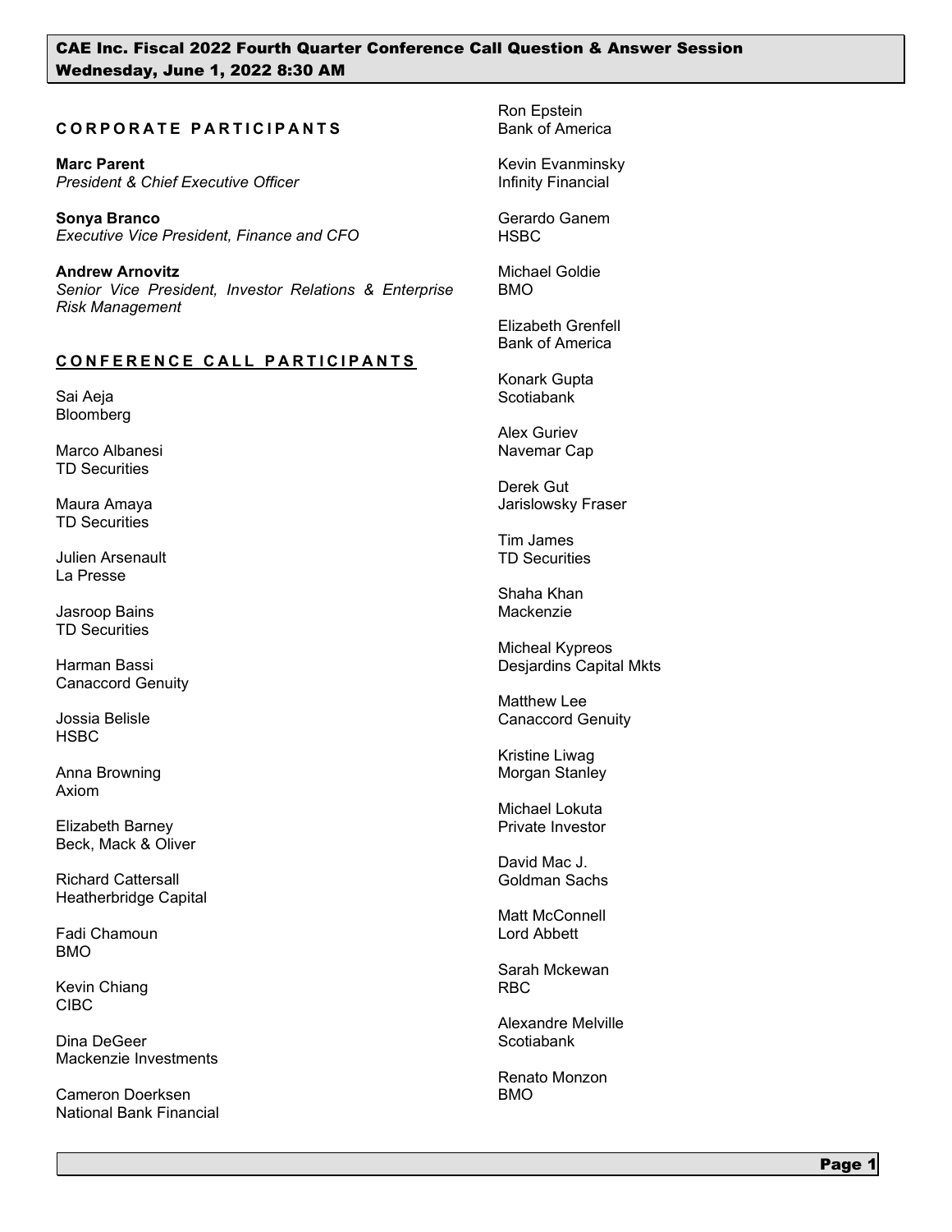# CAE Inc. Fiscal 2022 Fourth Quarter Conference Call Question & Answer Session
## Wednesday, June 1, 2022 8:30 AM

### CORPORATE PARTICIPANTS

**Marc Parent**
*President & Chief Executive Officer*

**Sonya Branco**
*Executive Vice President, Finance and CFO*

**Andrew Arnovitz**
*Senior Vice President, Investor Relations & Enterprise Risk Management*

### CONFERENCE CALL PARTICIPANTS

Sai Aeja
Bloomberg

Marco Albanesi
TD Securities

Maura Amaya
TD Securities

Julien Arsenault
La Presse

Jasroop Bains
TD Securities

Harman Bassi
Canaccord Genuity

Jossia Belisle
HSBC

Anna Browning
Axiom

Elizabeth Barney
Beck, Mack & Oliver

Richard Cattersall
Heatherbridge Capital

Fadi Chamoun
BMO

Kevin Chiang
CIBC

Dina DeGeer
Mackenzie Investments

Cameron Doerksen
National Bank Financial

Ron Epstein
Bank of America

Kevin Evanminsky
Infinity Financial

Gerardo Ganem
HSBC

Michael Goldie
BMO

Elizabeth Grenfell
Bank of America

Konark Gupta
Scotiabank

Alex Guriev
Navemar Cap

Derek Gut
Jarislowsky Fraser

Tim James
TD Securities

Shaha Khan
Mackenzie

Micheal Kypreos
Desjardins Capital Mkts

Matthew Lee
Canaccord Genuity

Kristine Liwag
Morgan Stanley

Michael Lokuta
Private Investor

David Mac J.
Goldman Sachs

Matt McConnell
Lord Abbett

Sarah Mckewan
RBC

Alexandre Melville
Scotiabank

Renato Monzon
BMO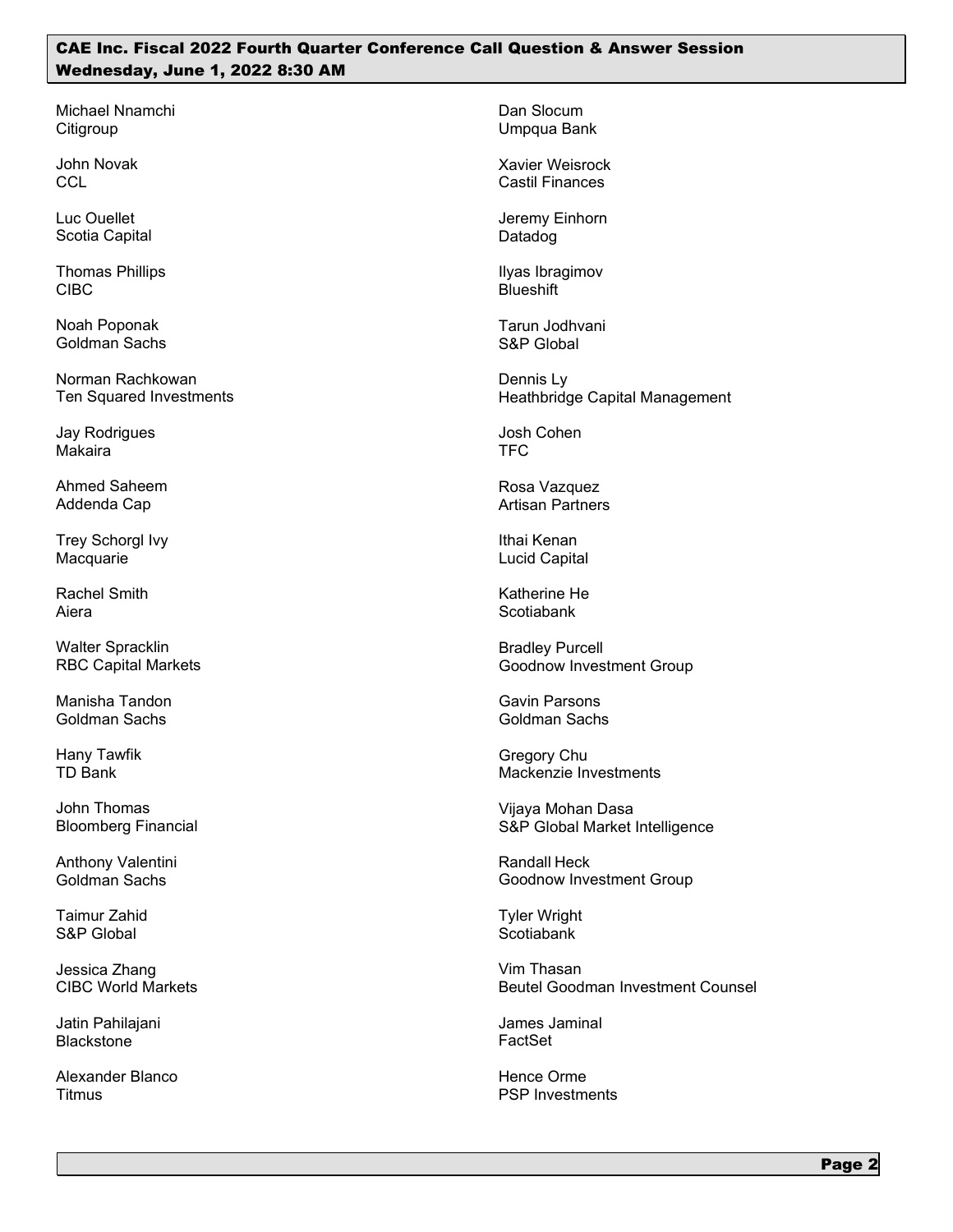Michael Nnamchi
Citigroup

John Novak
CCL

Luc Ouellet
Scotia Capital

Thomas Phillips
CIBC

Noah Poponak
Goldman Sachs

Norman Rachkowan
Ten Squared Investments

Jay Rodrigues
Makaira

Ahmed Saheem
Addenda Cap

Trey Schorgl Ivy
Macquarie

Rachel Smith
Aiera

Walter Spracklin
RBC Capital Markets

Manisha Tandon
Goldman Sachs

Hany Tawfik
TD Bank

John Thomas
Bloomberg Financial

Anthony Valentini
Goldman Sachs

Taimur Zahid
S&P Global

Jessica Zhang
CIBC World Markets

Jatin Pahilajani
Blackstone

Alexander Blanco
Titmus

Dan Slocum
Umpqua Bank

Xavier Weisrock
Castil Finances

Jeremy Einhorn
Datadog

Ilyas Ibragimov
Blueshift

Tarun Jodhvani
S&P Global

Dennis Ly
Heathbridge Capital Management

Josh Cohen
TFC

Rosa Vazquez
Artisan Partners

Ithai Kenan
Lucid Capital

Katherine He
Scotiabank

Bradley Purcell
Goodnow Investment Group

Gavin Parsons
Goldman Sachs

Gregory Chu
Mackenzie Investments

Vijaya Mohan Dasa
S&P Global Market Intelligence

Randall Heck
Goodnow Investment Group

Tyler Wright
Scotiabank

Vim Thasan
Beutel Goodman Investment Counsel

James Jaminal
FactSet

Hence Orme
PSP Investments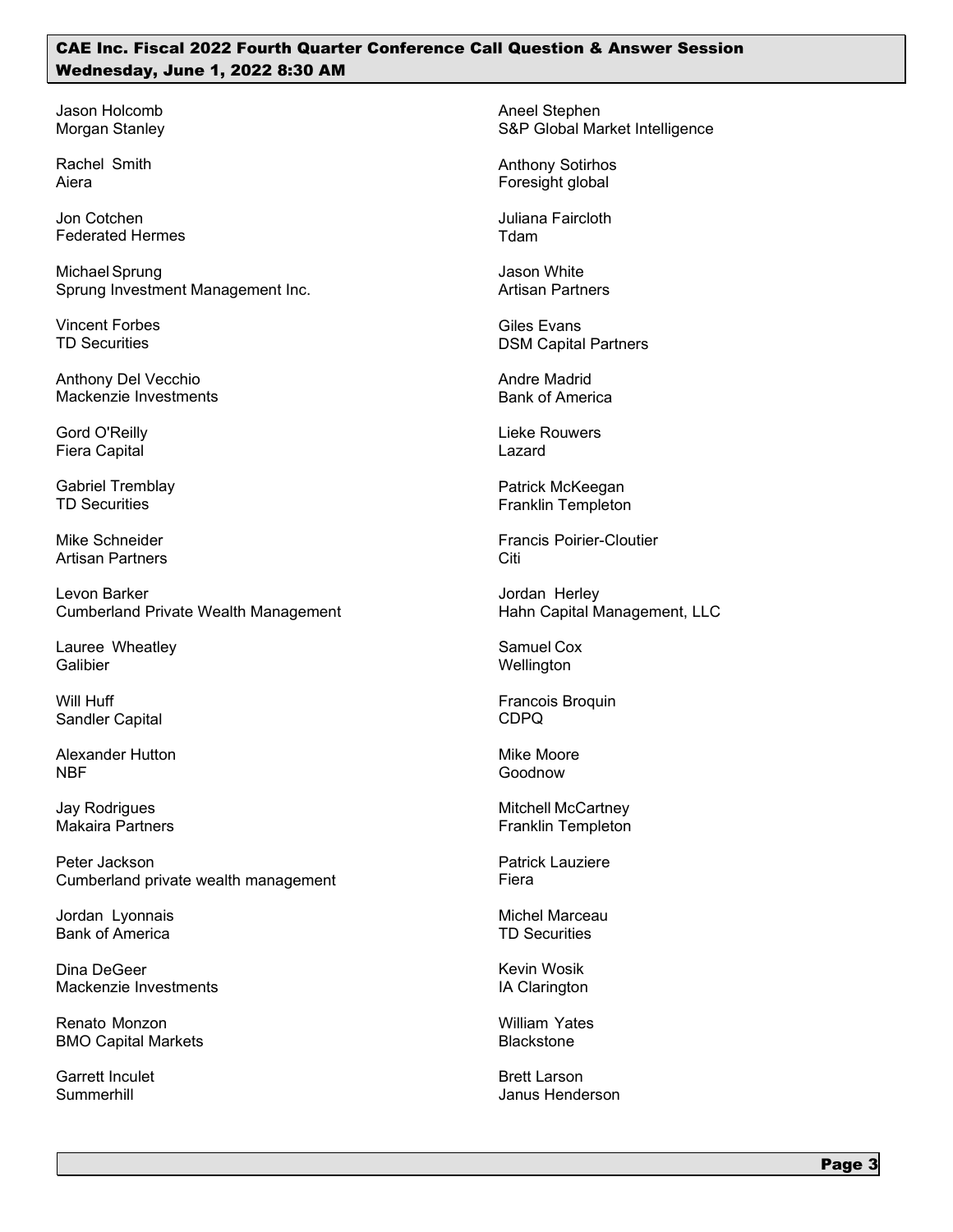Jason Holcomb
Morgan Stanley

Rachel Smith
Aiera

Jon Cotchen
Federated Hermes

Michael Sprung
Sprung Investment Management Inc.

Vincent Forbes
TD Securities

Anthony Del Vecchio
Mackenzie Investments

Gord O'Reilly
Fiera Capital

Gabriel Tremblay
TD Securities

Mike Schneider
Artisan Partners

Levon Barker
Cumberland Private Wealth Management

Lauree Wheatley
Galibier

Will Huff
Sandler Capital

Alexander Hutton
NBF

Jay Rodrigues
Makaira Partners

Peter Jackson
Cumberland private wealth management

Jordan Lyonnais
Bank of America

Dina DeGeer
Mackenzie Investments

Renato Monzon
BMO Capital Markets

Garrett Inculet
Summerhill

Aneel Stephen
S&P Global Market Intelligence

Anthony Sotirhos
Foresight global

Juliana Faircloth
Tdam

Jason White
Artisan Partners

Giles Evans
DSM Capital Partners

Andre Madrid
Bank of America

Lieke Rouwers
Lazard

Patrick McKeegan
Franklin Templeton

Francis Poirier-Cloutier
Citi

Jordan Herley
Hahn Capital Management, LLC

Samuel Cox
Wellington

Francois Broquin
CDPQ

Mike Moore
Goodnow

Mitchell McCartney
Franklin Templeton

Patrick Lauziere
Fiera

Michel Marceau
TD Securities

Kevin Wosik
IA Clarington

William Yates
Blackstone

Brett Larson
Janus Henderson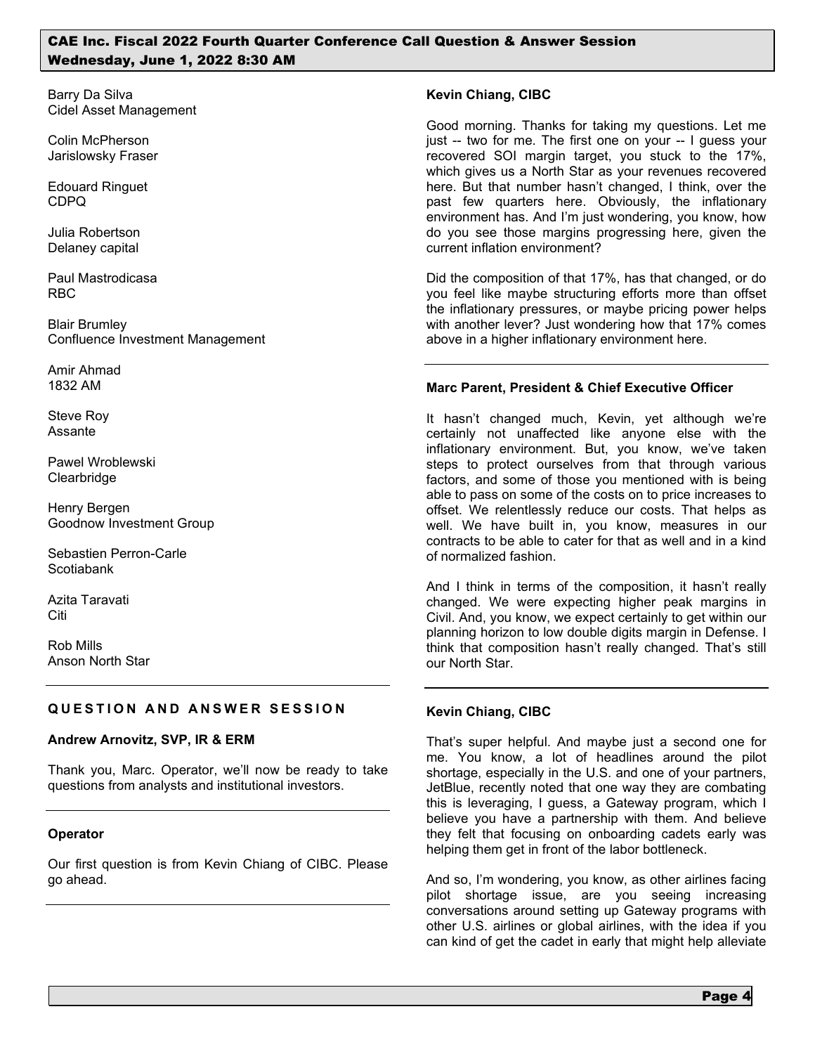Barry Da Silva
Cidel Asset Management

Colin McPherson
Jarislowsky Fraser

Edouard Ringuet
CDPQ

Julia Robertson
Delaney capital

Paul Mastrodicasa
RBC

Blair Brumley
Confluence Investment Management

Amir Ahmad
1832 AM

Steve Roy
Assante

Pawel Wroblewski
Clearbridge

Henry Bergen
Goodnow Investment Group

Sebastien Perron-Carle
Scotiabank

Azita Taravati
Citi

Rob Mills
Anson North Star

## QUESTION AND ANSWER SESSION

**Andrew Arnovitz, SVP, IR & ERM**

Thank you, Marc. Operator, we'll now be ready to take questions from analysts and institutional investors.

**Operator**

Our first question is from Kevin Chiang of CIBC. Please go ahead.

**Kevin Chiang, CIBC**

Good morning. Thanks for taking my questions. Let me just -- two for me. The first one on your -- I guess your recovered SOI margin target, you stuck to the 17%, which gives us a North Star as your revenues recovered here. But that number hasn't changed, I think, over the past few quarters here. Obviously, the inflationary environment has. And I'm just wondering, you know, how do you see those margins progressing here, given the current inflation environment?

Did the composition of that 17%, has that changed, or do you feel like maybe structuring efforts more than offset the inflationary pressures, or maybe pricing power helps with another lever? Just wondering how that 17% comes above in a higher inflationary environment here.

**Marc Parent, President & Chief Executive Officer**

It hasn't changed much, Kevin, yet although we're certainly not unaffected like anyone else with the inflationary environment. But, you know, we've taken steps to protect ourselves from that through various factors, and some of those you mentioned with is being able to pass on some of the costs on to price increases to offset. We relentlessly reduce our costs. That helps as well. We have built in, you know, measures in our contracts to be able to cater for that as well and in a kind of normalized fashion.

And I think in terms of the composition, it hasn't really changed. We were expecting higher peak margins in Civil. And, you know, we expect certainly to get within our planning horizon to low double digits margin in Defense. I think that composition hasn't really changed. That's still our North Star.

**Kevin Chiang, CIBC**

That's super helpful. And maybe just a second one for me. You know, a lot of headlines around the pilot shortage, especially in the U.S. and one of your partners, JetBlue, recently noted that one way they are combating this is leveraging, I guess, a Gateway program, which I believe you have a partnership with them. And believe they felt that focusing on onboarding cadets early was helping them get in front of the labor bottleneck.

And so, I'm wondering, you know, as other airlines facing pilot shortage issue, are you seeing increasing conversations around setting up Gateway programs with other U.S. airlines or global airlines, with the idea if you can kind of get the cadet in early that might help alleviate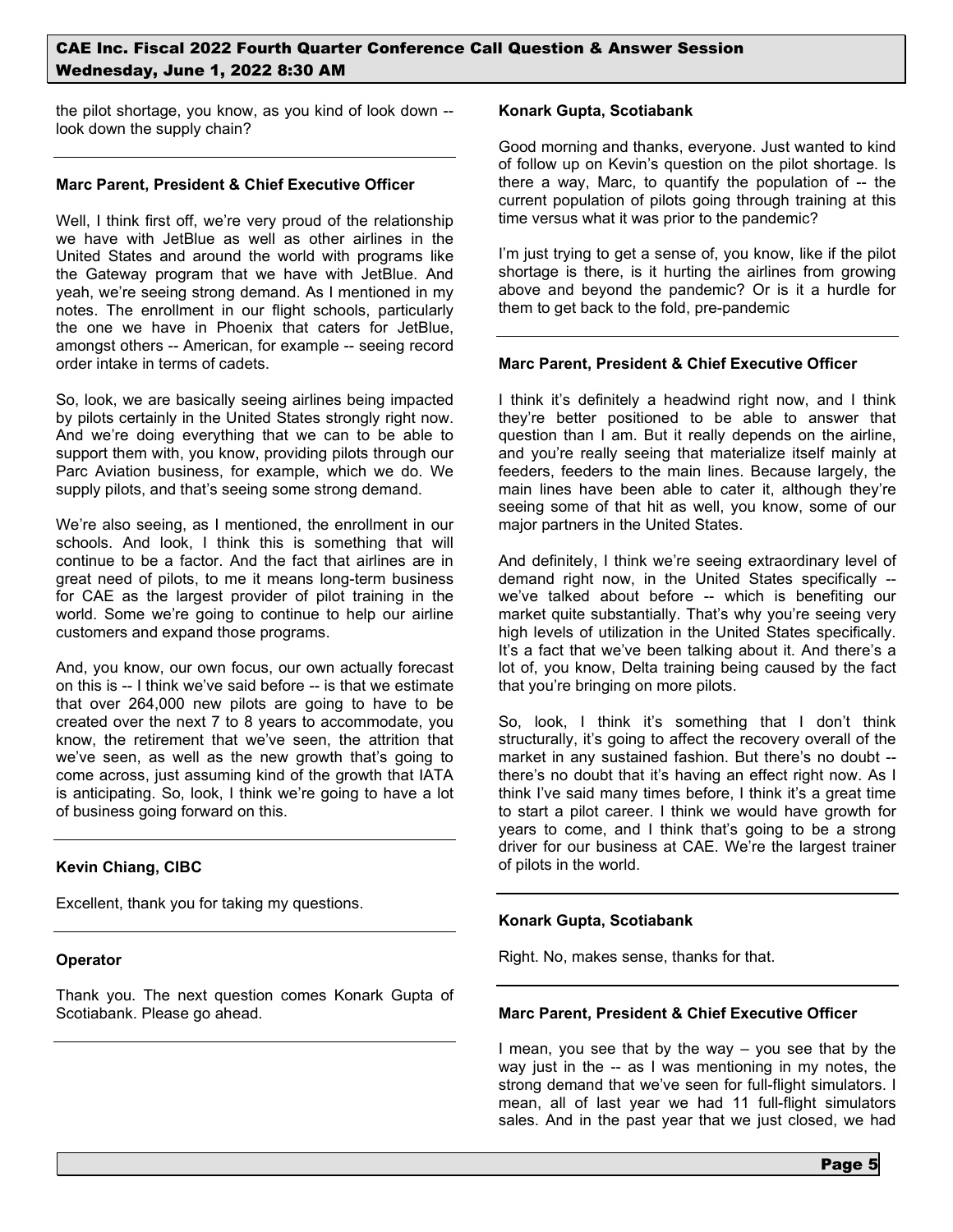the pilot shortage, you know, as you kind of look down -- look down the supply chain?

**Marc Parent, President & Chief Executive Officer**

Well, I think first off, we're very proud of the relationship we have with JetBlue as well as other airlines in the United States and around the world with programs like the Gateway program that we have with JetBlue. And yeah, we're seeing strong demand. As I mentioned in my notes. The enrollment in our flight schools, particularly the one we have in Phoenix that caters for JetBlue, amongst others -- American, for example -- seeing record order intake in terms of cadets.

So, look, we are basically seeing airlines being impacted by pilots certainly in the United States strongly right now. And we're doing everything that we can to be able to support them with, you know, providing pilots through our Parc Aviation business, for example, which we do. We supply pilots, and that's seeing some strong demand.

We're also seeing, as I mentioned, the enrollment in our schools. And look, I think this is something that will continue to be a factor. And the fact that airlines are in great need of pilots, to me it means long-term business for CAE as the largest provider of pilot training in the world. Some we're going to continue to help our airline customers and expand those programs.

And, you know, our own focus, our own actually forecast on this is -- I think we've said before -- is that we estimate that over 264,000 new pilots are going to have to be created over the next 7 to 8 years to accommodate, you know, the retirement that we've seen, the attrition that we've seen, as well as the new growth that's going to come across, just assuming kind of the growth that IATA is anticipating. So, look, I think we're going to have a lot of business going forward on this.

**Kevin Chiang, CIBC**

Excellent, thank you for taking my questions.

**Operator**

Thank you. The next question comes Konark Gupta of Scotiabank. Please go ahead.

**Konark Gupta, Scotiabank**

Good morning and thanks, everyone. Just wanted to kind of follow up on Kevin's question on the pilot shortage. Is there a way, Marc, to quantify the population of -- the current population of pilots going through training at this time versus what it was prior to the pandemic?

I'm just trying to get a sense of, you know, like if the pilot shortage is there, is it hurting the airlines from growing above and beyond the pandemic? Or is it a hurdle for them to get back to the fold, pre-pandemic

**Marc Parent, President & Chief Executive Officer**

I think it's definitely a headwind right now, and I think they're better positioned to be able to answer that question than I am. But it really depends on the airline, and you're really seeing that materialize itself mainly at feeders, feeders to the main lines. Because largely, the main lines have been able to cater it, although they're seeing some of that hit as well, you know, some of our major partners in the United States.

And definitely, I think we're seeing extraordinary level of demand right now, in the United States specifically -- we've talked about before -- which is benefiting our market quite substantially. That's why you're seeing very high levels of utilization in the United States specifically. It's a fact that we've been talking about it. And there's a lot of, you know, Delta training being caused by the fact that you're bringing on more pilots.

So, look, I think it's something that I don't think structurally, it's going to affect the recovery overall of the market in any sustained fashion. But there's no doubt -- there's no doubt that it's having an effect right now. As I think I've said many times before, I think it's a great time to start a pilot career. I think we would have growth for years to come, and I think that's going to be a strong driver for our business at CAE. We're the largest trainer of pilots in the world.

**Konark Gupta, Scotiabank**

Right. No, makes sense, thanks for that.

**Marc Parent, President & Chief Executive Officer**

I mean, you see that by the way – you see that by the way just in the -- as I was mentioning in my notes, the strong demand that we've seen for full-flight simulators. I mean, all of last year we had 11 full-flight simulators sales. And in the past year that we just closed, we had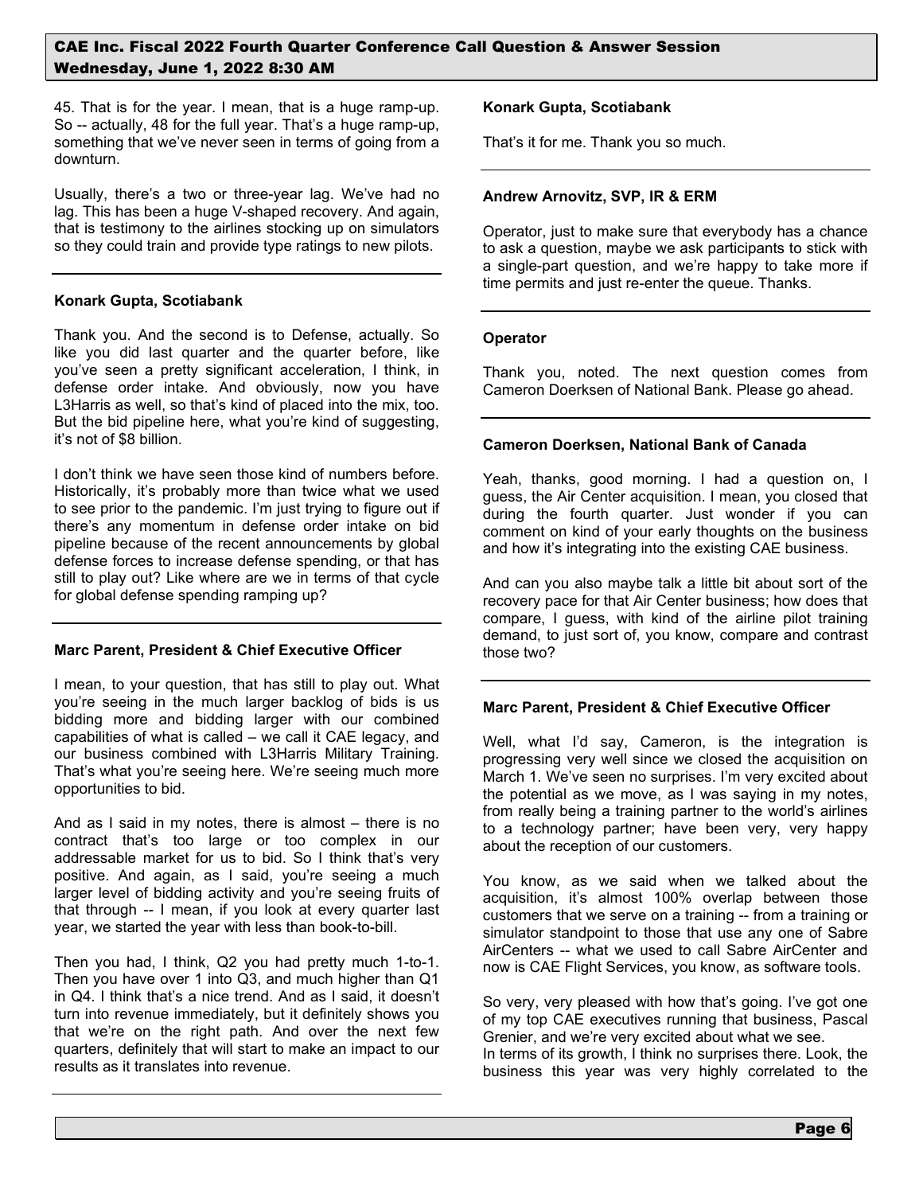45. That is for the year. I mean, that is a huge ramp-up. So -- actually, 48 for the full year. That's a huge ramp-up, something that we've never seen in terms of going from a downturn.

Usually, there's a two or three-year lag. We've had no lag. This has been a huge V-shaped recovery. And again, that is testimony to the airlines stocking up on simulators so they could train and provide type ratings to new pilots.

---

**Konark Gupta, Scotiabank**

Thank you. And the second is to Defense, actually. So like you did last quarter and the quarter before, like you've seen a pretty significant acceleration, I think, in defense order intake. And obviously, now you have L3Harris as well, so that's kind of placed into the mix, too. But the bid pipeline here, what you're kind of suggesting, it's not of $8 billion.

I don't think we have seen those kind of numbers before. Historically, it's probably more than twice what we used to see prior to the pandemic. I'm just trying to figure out if there's any momentum in defense order intake on bid pipeline because of the recent announcements by global defense forces to increase defense spending, or that has still to play out? Like where are we in terms of that cycle for global defense spending ramping up?

---

**Marc Parent, President & Chief Executive Officer**

I mean, to your question, that has still to play out. What you're seeing in the much larger backlog of bids is us bidding more and bidding larger with our combined capabilities of what is called – we call it CAE legacy, and our business combined with L3Harris Military Training. That's what you're seeing here. We're seeing much more opportunities to bid.

And as I said in my notes, there is almost – there is no contract that's too large or too complex in our addressable market for us to bid. So I think that's very positive. And again, as I said, you're seeing a much larger level of bidding activity and you're seeing fruits of that through -- I mean, if you look at every quarter last year, we started the year with less than book-to-bill.

Then you had, I think, Q2 you had pretty much 1-to-1. Then you have over 1 into Q3, and much higher than Q1 in Q4. I think that's a nice trend. And as I said, it doesn't turn into revenue immediately, but it definitely shows you that we're on the right path. And over the next few quarters, definitely that will start to make an impact to our results as it translates into revenue.

---

**Konark Gupta, Scotiabank**

That's it for me. Thank you so much.

---

**Andrew Arnovitz, SVP, IR & ERM**

Operator, just to make sure that everybody has a chance to ask a question, maybe we ask participants to stick with a single-part question, and we're happy to take more if time permits and just re-enter the queue. Thanks.

---

**Operator**

Thank you, noted. The next question comes from Cameron Doerksen of National Bank. Please go ahead.

---

**Cameron Doerksen, National Bank of Canada**

Yeah, thanks, good morning. I had a question on, I guess, the Air Center acquisition. I mean, you closed that during the fourth quarter. Just wonder if you can comment on kind of your early thoughts on the business and how it's integrating into the existing CAE business.

And can you also maybe talk a little bit about sort of the recovery pace for that Air Center business; how does that compare, I guess, with kind of the airline pilot training demand, to just sort of, you know, compare and contrast those two?

---

**Marc Parent, President & Chief Executive Officer**

Well, what I'd say, Cameron, is the integration is progressing very well since we closed the acquisition on March 1. We've seen no surprises. I'm very excited about the potential as we move, as I was saying in my notes, from really being a training partner to the world's airlines to a technology partner; have been very, very happy about the reception of our customers.

You know, as we said when we talked about the acquisition, it's almost 100% overlap between those customers that we serve on a training -- from a training or simulator standpoint to those that use any one of Sabre AirCenters -- what we used to call Sabre AirCenter and now is CAE Flight Services, you know, as software tools.

So very, very pleased with how that's going. I've got one of my top CAE executives running that business, Pascal Grenier, and we're very excited about what we see.

In terms of its growth, I think no surprises there. Look, the business this year was very highly correlated to the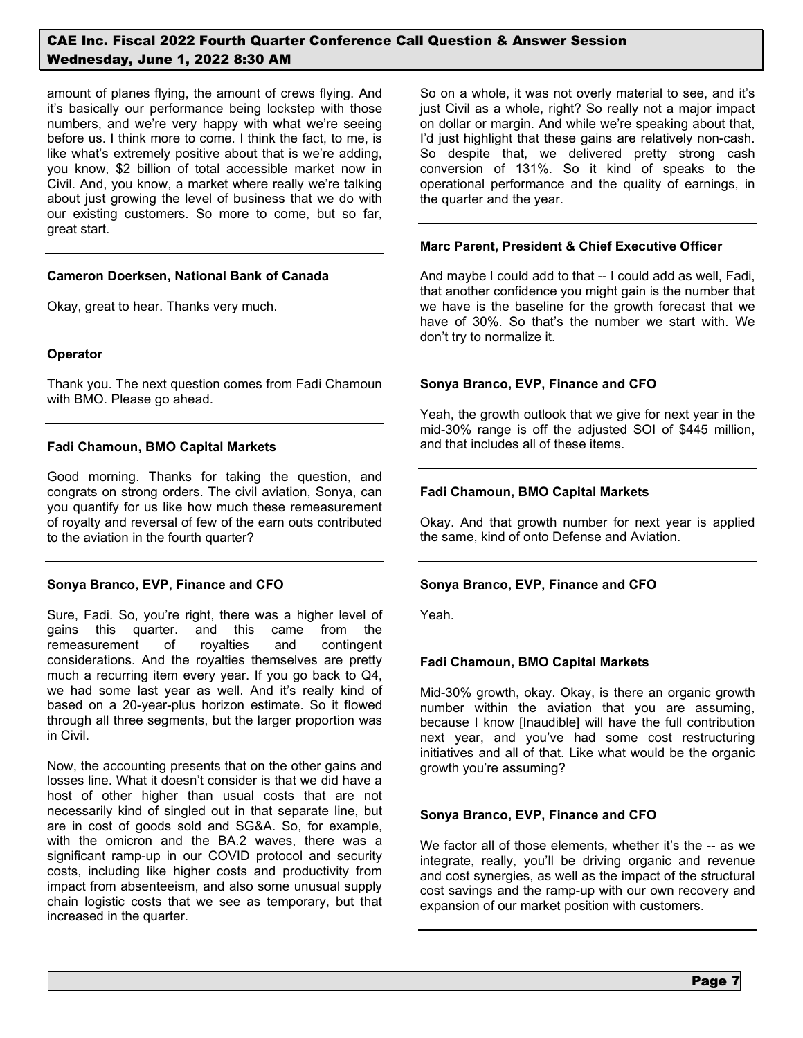amount of planes flying, the amount of crews flying. And it's basically our performance being lockstep with those numbers, and we're very happy with what we're seeing before us. I think more to come. I think the fact, to me, is like what's extremely positive about that is we're adding, you know, $2 billion of total accessible market now in Civil. And, you know, a market where really we're talking about just growing the level of business that we do with our existing customers. So more to come, but so far, great start.

**Cameron Doerksen, National Bank of Canada**

Okay, great to hear. Thanks very much.

**Operator**

Thank you. The next question comes from Fadi Chamoun with BMO. Please go ahead.

**Fadi Chamoun, BMO Capital Markets**

Good morning. Thanks for taking the question, and congrats on strong orders. The civil aviation, Sonya, can you quantify for us like how much these remeasurement of royalty and reversal of few of the earn outs contributed to the aviation in the fourth quarter?

**Sonya Branco, EVP, Finance and CFO**

Sure, Fadi. So, you're right, there was a higher level of gains this quarter. and this came from the remeasurement of royalties and contingent considerations. And the royalties themselves are pretty much a recurring item every year. If you go back to Q4, we had some last year as well. And it's really kind of based on a 20-year-plus horizon estimate. So it flowed through all three segments, but the larger proportion was in Civil.

Now, the accounting presents that on the other gains and losses line. What it doesn't consider is that we did have a host of other higher than usual costs that are not necessarily kind of singled out in that separate line, but are in cost of goods sold and SG&A. So, for example, with the omicron and the BA.2 waves, there was a significant ramp-up in our COVID protocol and security costs, including like higher costs and productivity from impact from absenteeism, and also some unusual supply chain logistic costs that we see as temporary, but that increased in the quarter.

So on a whole, it was not overly material to see, and it's just Civil as a whole, right? So really not a major impact on dollar or margin. And while we're speaking about that, I'd just highlight that these gains are relatively non-cash. So despite that, we delivered pretty strong cash conversion of 131%. So it kind of speaks to the operational performance and the quality of earnings, in the quarter and the year.

**Marc Parent, President & Chief Executive Officer**

And maybe I could add to that -- I could add as well, Fadi, that another confidence you might gain is the number that we have is the baseline for the growth forecast that we have of 30%. So that's the number we start with. We don't try to normalize it.

**Sonya Branco, EVP, Finance and CFO**

Yeah, the growth outlook that we give for next year in the mid-30% range is off the adjusted SOI of $445 million, and that includes all of these items.

**Fadi Chamoun, BMO Capital Markets**

Okay. And that growth number for next year is applied the same, kind of onto Defense and Aviation.

**Sonya Branco, EVP, Finance and CFO**

Yeah.

**Fadi Chamoun, BMO Capital Markets**

Mid-30% growth, okay. Okay, is there an organic growth number within the aviation that you are assuming, because I know [Inaudible] will have the full contribution next year, and you've had some cost restructuring initiatives and all of that. Like what would be the organic growth you're assuming?

**Sonya Branco, EVP, Finance and CFO**

We factor all of those elements, whether it's the -- as we integrate, really, you'll be driving organic and revenue and cost synergies, as well as the impact of the structural cost savings and the ramp-up with our own recovery and expansion of our market position with customers.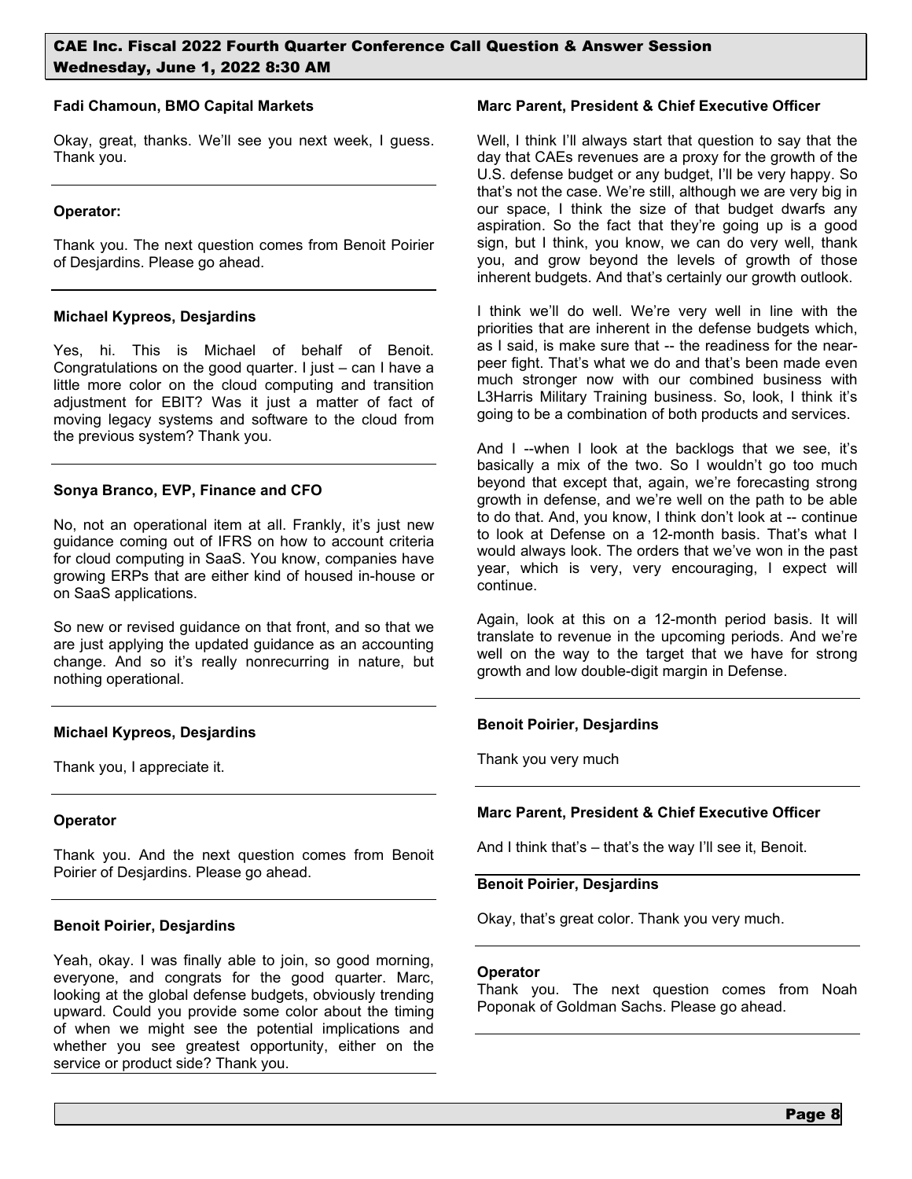**Fadi Chamoun, BMO Capital Markets**

Okay, great, thanks. We'll see you next week, I guess. Thank you.

---

**Operator:**

Thank you. The next question comes from Benoit Poirier of Desjardins. Please go ahead.

---

**Michael Kypreos, Desjardins**

Yes, hi. This is Michael of behalf of Benoit. Congratulations on the good quarter. I just – can I have a little more color on the cloud computing and transition adjustment for EBIT? Was it just a matter of fact of moving legacy systems and software to the cloud from the previous system? Thank you.

---

**Sonya Branco, EVP, Finance and CFO**

No, not an operational item at all. Frankly, it's just new guidance coming out of IFRS on how to account criteria for cloud computing in SaaS. You know, companies have growing ERPs that are either kind of housed in-house or on SaaS applications.

So new or revised guidance on that front, and so that we are just applying the updated guidance as an accounting change. And so it's really nonrecurring in nature, but nothing operational.

---

**Michael Kypreos, Desjardins**

Thank you, I appreciate it.

---

**Operator**

Thank you. And the next question comes from Benoit Poirier of Desjardins. Please go ahead.

---

**Benoit Poirier, Desjardins**

Yeah, okay. I was finally able to join, so good morning, everyone, and congrats for the good quarter. Marc, looking at the global defense budgets, obviously trending upward. Could you provide some color about the timing of when we might see the potential implications and whether you see greatest opportunity, either on the service or product side? Thank you.

---

**Marc Parent, President & Chief Executive Officer**

Well, I think I'll always start that question to say that the day that CAEs revenues are a proxy for the growth of the U.S. defense budget or any budget, I'll be very happy. So that's not the case. We're still, although we are very big in our space, I think the size of that budget dwarfs any aspiration. So the fact that they're going up is a good sign, but I think, you know, we can do very well, thank you, and grow beyond the levels of growth of those inherent budgets. And that's certainly our growth outlook.

I think we'll do well. We're very well in line with the priorities that are inherent in the defense budgets which, as I said, is make sure that -- the readiness for the near-peer fight. That's what we do and that's been made even much stronger now with our combined business with L3Harris Military Training business. So, look, I think it's going to be a combination of both products and services.

And I --when I look at the backlogs that we see, it's basically a mix of the two. So I wouldn't go too much beyond that except that, again, we're forecasting strong growth in defense, and we're well on the path to be able to do that. And, you know, I think don't look at -- continue to look at Defense on a 12-month basis. That's what I would always look. The orders that we've won in the past year, which is very, very encouraging, I expect will continue.

Again, look at this on a 12-month period basis. It will translate to revenue in the upcoming periods. And we're well on the way to the target that we have for strong growth and low double-digit margin in Defense.

---

**Benoit Poirier, Desjardins**

Thank you very much

---

**Marc Parent, President & Chief Executive Officer**

And I think that's – that's the way I'll see it, Benoit.

---

**Benoit Poirier, Desjardins**

Okay, that's great color. Thank you very much.

---

**Operator**

Thank you. The next question comes from Noah Poponak of Goldman Sachs. Please go ahead.

---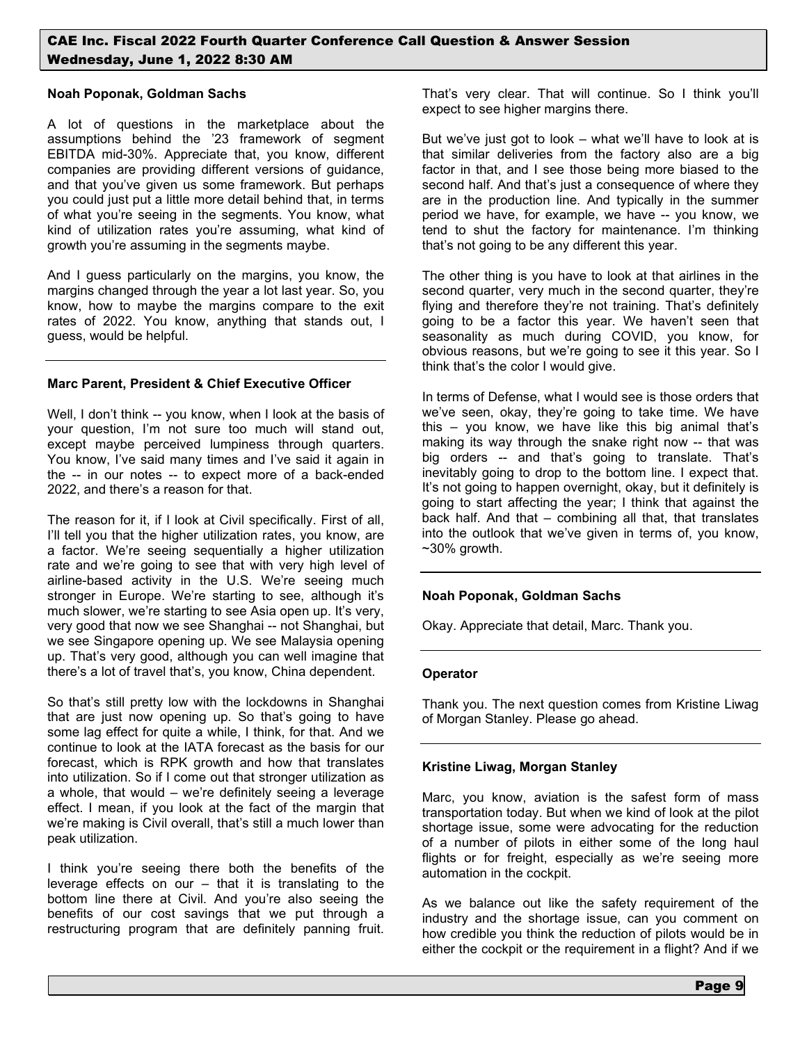**Noah Poponak, Goldman Sachs**

A lot of questions in the marketplace about the assumptions behind the '23 framework of segment EBITDA mid-30%. Appreciate that, you know, different companies are providing different versions of guidance, and that you've given us some framework. But perhaps you could just put a little more detail behind that, in terms of what you're seeing in the segments. You know, what kind of utilization rates you're assuming, what kind of growth you're assuming in the segments maybe.

And I guess particularly on the margins, you know, the margins changed through the year a lot last year. So, you know, how to maybe the margins compare to the exit rates of 2022. You know, anything that stands out, I guess, would be helpful.

---

**Marc Parent, President & Chief Executive Officer**

Well, I don't think -- you know, when I look at the basis of your question, I'm not sure too much will stand out, except maybe perceived lumpiness through quarters. You know, I've said many times and I've said it again in the -- in our notes -- to expect more of a back-ended 2022, and there's a reason for that.

The reason for it, if I look at Civil specifically. First of all, I'll tell you that the higher utilization rates, you know, are a factor. We're seeing sequentially a higher utilization rate and we're going to see that with very high level of airline-based activity in the U.S. We're seeing much stronger in Europe. We're starting to see, although it's much slower, we're starting to see Asia open up. It's very, very good that now we see Shanghai -- not Shanghai, but we see Singapore opening up. We see Malaysia opening up. That's very good, although you can well imagine that there's a lot of travel that's, you know, China dependent.

So that's still pretty low with the lockdowns in Shanghai that are just now opening up. So that's going to have some lag effect for quite a while, I think, for that. And we continue to look at the IATA forecast as the basis for our forecast, which is RPK growth and how that translates into utilization. So if I come out that stronger utilization as a whole, that would – we're definitely seeing a leverage effect. I mean, if you look at the fact of the margin that we're making is Civil overall, that's still a much lower than peak utilization.

I think you're seeing there both the benefits of the leverage effects on our – that it is translating to the bottom line there at Civil. And you're also seeing the benefits of our cost savings that we put through a restructuring program that are definitely panning fruit. That's very clear. That will continue. So I think you'll expect to see higher margins there.

But we've just got to look – what we'll have to look at is that similar deliveries from the factory also are a big factor in that, and I see those being more biased to the second half. And that's just a consequence of where they are in the production line. And typically in the summer period we have, for example, we have -- you know, we tend to shut the factory for maintenance. I'm thinking that's not going to be any different this year.

The other thing is you have to look at that airlines in the second quarter, very much in the second quarter, they're flying and therefore they're not training. That's definitely going to be a factor this year. We haven't seen that seasonality as much during COVID, you know, for obvious reasons, but we're going to see it this year. So I think that's the color I would give.

In terms of Defense, what I would see is those orders that we've seen, okay, they're going to take time. We have this – you know, we have like this big animal that's making its way through the snake right now -- that was big orders -- and that's going to translate. That's inevitably going to drop to the bottom line. I expect that. It's not going to happen overnight, okay, but it definitely is going to start affecting the year; I think that against the back half. And that – combining all that, that translates into the outlook that we've given in terms of, you know, ~30% growth.

---

**Noah Poponak, Goldman Sachs**

Okay. Appreciate that detail, Marc. Thank you.

---

**Operator**

Thank you. The next question comes from Kristine Liwag of Morgan Stanley. Please go ahead.

---

**Kristine Liwag, Morgan Stanley**

Marc, you know, aviation is the safest form of mass transportation today. But when we kind of look at the pilot shortage issue, some were advocating for the reduction of a number of pilots in either some of the long haul flights or for freight, especially as we're seeing more automation in the cockpit.

As we balance out like the safety requirement of the industry and the shortage issue, can you comment on how credible you think the reduction of pilots would be in either the cockpit or the requirement in a flight? And if we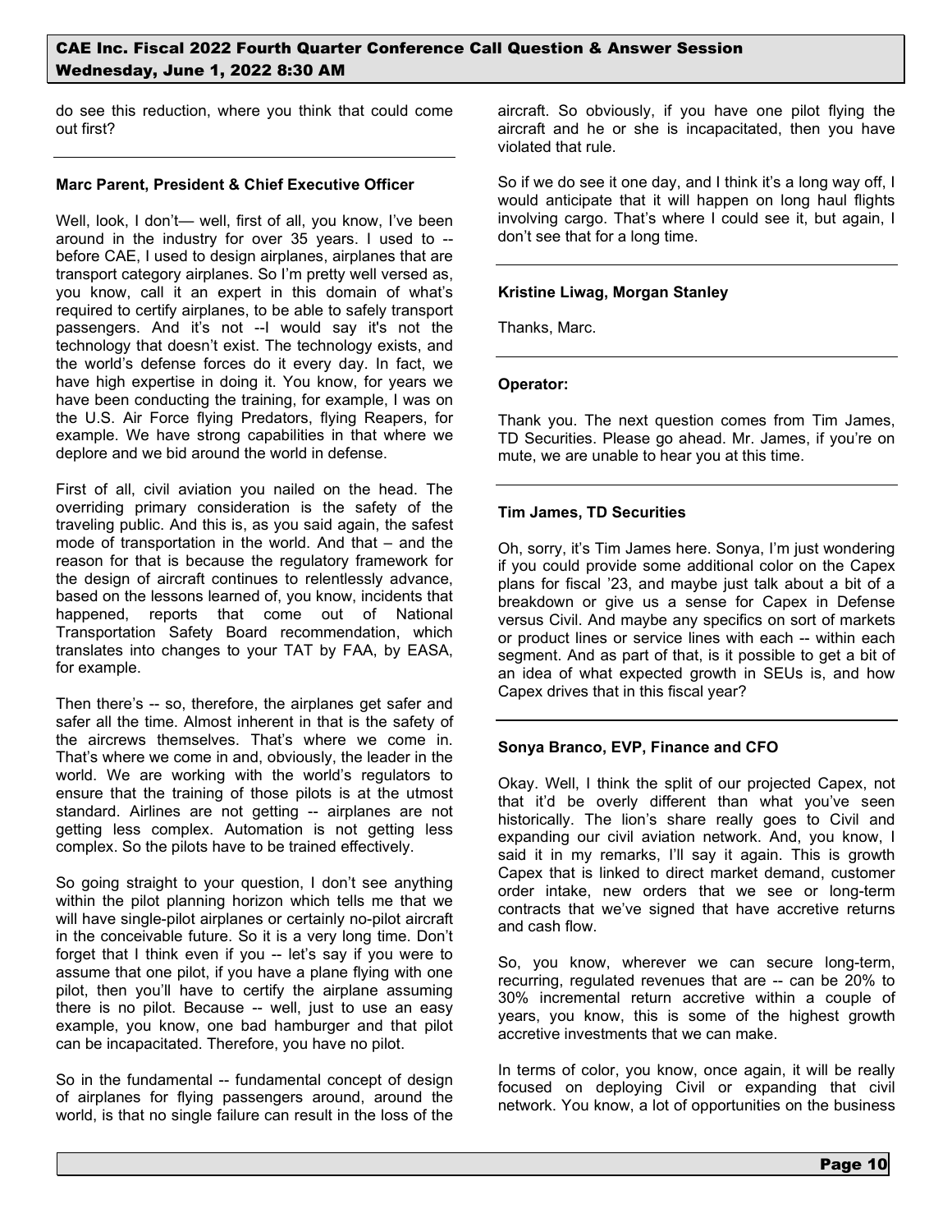do see this reduction, where you think that could come out first?

---

**Marc Parent, President & Chief Executive Officer**

Well, look, I don't— well, first of all, you know, I've been around in the industry for over 35 years. I used to -- before CAE, I used to design airplanes, airplanes that are transport category airplanes. So I'm pretty well versed as, you know, call it an expert in this domain of what's required to certify airplanes, to be able to safely transport passengers. And it's not --I would say it's not the technology that doesn't exist. The technology exists, and the world's defense forces do it every day. In fact, we have high expertise in doing it. You know, for years we have been conducting the training, for example, I was on the U.S. Air Force flying Predators, flying Reapers, for example. We have strong capabilities in that where we deplore and we bid around the world in defense.

First of all, civil aviation you nailed on the head. The overriding primary consideration is the safety of the traveling public. And this is, as you said again, the safest mode of transportation in the world. And that – and the reason for that is because the regulatory framework for the design of aircraft continues to relentlessly advance, based on the lessons learned of, you know, incidents that happened, reports that come out of National Transportation Safety Board recommendation, which translates into changes to your TAT by FAA, by EASA, for example.

Then there's -- so, therefore, the airplanes get safer and safer all the time. Almost inherent in that is the safety of the aircrews themselves. That's where we come in. That's where we come in and, obviously, the leader in the world. We are working with the world's regulators to ensure that the training of those pilots is at the utmost standard. Airlines are not getting -- airplanes are not getting less complex. Automation is not getting less complex. So the pilots have to be trained effectively.

So going straight to your question, I don't see anything within the pilot planning horizon which tells me that we will have single-pilot airplanes or certainly no-pilot aircraft in the conceivable future. So it is a very long time. Don't forget that I think even if you -- let's say if you were to assume that one pilot, if you have a plane flying with one pilot, then you'll have to certify the airplane assuming there is no pilot. Because -- well, just to use an easy example, you know, one bad hamburger and that pilot can be incapacitated. Therefore, you have no pilot.

So in the fundamental -- fundamental concept of design of airplanes for flying passengers around, around the world, is that no single failure can result in the loss of the aircraft. So obviously, if you have one pilot flying the aircraft and he or she is incapacitated, then you have violated that rule.

So if we do see it one day, and I think it's a long way off, I would anticipate that it will happen on long haul flights involving cargo. That's where I could see it, but again, I don't see that for a long time.

---

**Kristine Liwag, Morgan Stanley**

Thanks, Marc.

---

**Operator:**

Thank you. The next question comes from Tim James, TD Securities. Please go ahead. Mr. James, if you're on mute, we are unable to hear you at this time.

---

**Tim James, TD Securities**

Oh, sorry, it's Tim James here. Sonya, I'm just wondering if you could provide some additional color on the Capex plans for fiscal '23, and maybe just talk about a bit of a breakdown or give us a sense for Capex in Defense versus Civil. And maybe any specifics on sort of markets or product lines or service lines with each -- within each segment. And as part of that, is it possible to get a bit of an idea of what expected growth in SEUs is, and how Capex drives that in this fiscal year?

---

**Sonya Branco, EVP, Finance and CFO**

Okay. Well, I think the split of our projected Capex, not that it'd be overly different than what you've seen historically. The lion's share really goes to Civil and expanding our civil aviation network. And, you know, I said it in my remarks, I'll say it again. This is growth Capex that is linked to direct market demand, customer order intake, new orders that we see or long-term contracts that we've signed that have accretive returns and cash flow.

So, you know, wherever we can secure long-term, recurring, regulated revenues that are -- can be 20% to 30% incremental return accretive within a couple of years, you know, this is some of the highest growth accretive investments that we can make.

In terms of color, you know, once again, it will be really focused on deploying Civil or expanding that civil network. You know, a lot of opportunities on the business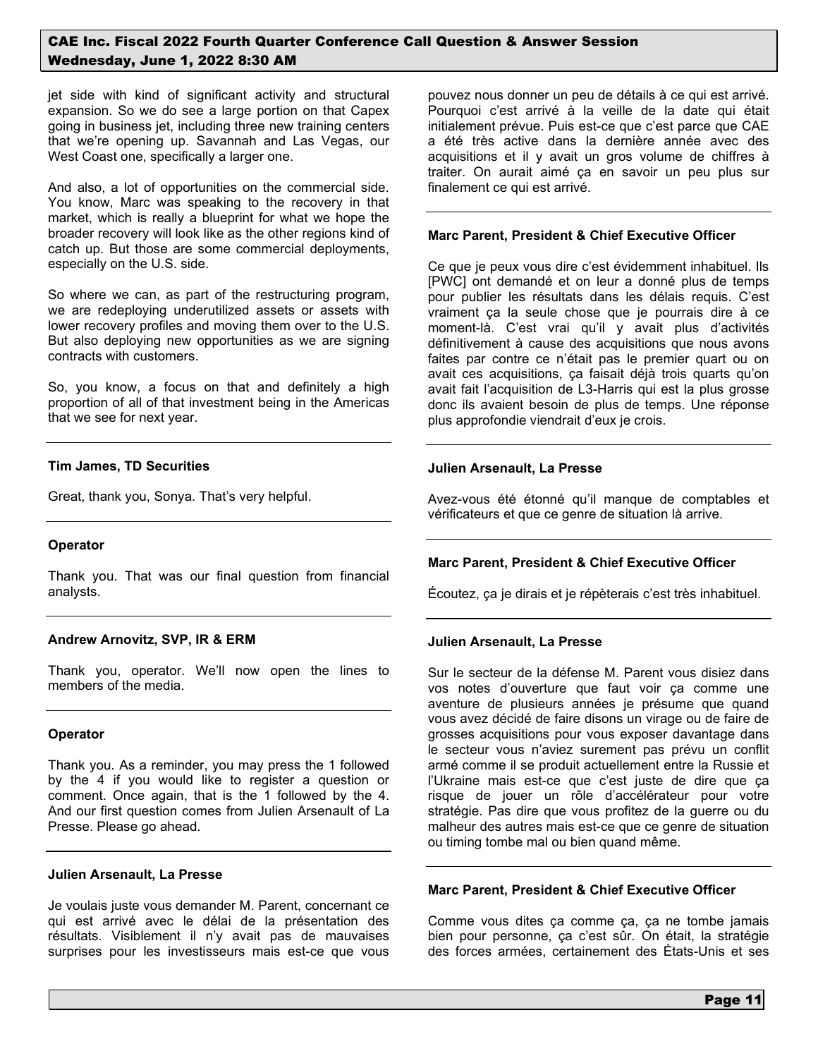jet side with kind of significant activity and structural expansion. So we do see a large portion on that Capex going in business jet, including three new training centers that we're opening up. Savannah and Las Vegas, our West Coast one, specifically a larger one.

And also, a lot of opportunities on the commercial side. You know, Marc was speaking to the recovery in that market, which is really a blueprint for what we hope the broader recovery will look like as the other regions kind of catch up. But those are some commercial deployments, especially on the U.S. side.

So where we can, as part of the restructuring program, we are redeploying underutilized assets or assets with lower recovery profiles and moving them over to the U.S. But also deploying new opportunities as we are signing contracts with customers.

So, you know, a focus on that and definitely a high proportion of all of that investment being in the Americas that we see for next year.

---

**Tim James, TD Securities**

Great, thank you, Sonya. That's very helpful.

---

**Operator**

Thank you. That was our final question from financial analysts.

---

**Andrew Arnovitz, SVP, IR & ERM**

Thank you, operator. We'll now open the lines to members of the media.

---

**Operator**

Thank you. As a reminder, you may press the 1 followed by the 4 if you would like to register a question or comment. Once again, that is the 1 followed by the 4. And our first question comes from Julien Arsenault of La Presse. Please go ahead.

---

**Julien Arsenault, La Presse**

Je voulais juste vous demander M. Parent, concernant ce qui est arrivé avec le délai de la présentation des résultats. Visiblement il n'y avait pas de mauvaises surprises pour les investisseurs mais est-ce que vous pouvez nous donner un peu de détails à ce qui est arrivé. Pourquoi c'est arrivé à la veille de la date qui était initialement prévue. Puis est-ce que c'est parce que CAE a été très active dans la dernière année avec des acquisitions et il y avait un gros volume de chiffres à traiter. On aurait aimé ça en savoir un peu plus sur finalement ce qui est arrivé.

---

**Marc Parent, President & Chief Executive Officer**

Ce que je peux vous dire c'est évidemment inhabituel. Ils [PWC] ont demandé et on leur a donné plus de temps pour publier les résultats dans les délais requis. C'est vraiment ça la seule chose que je pourrais dire à ce moment-là. C'est vrai qu'il y avait plus d'activités définitivement à cause des acquisitions que nous avons faites par contre ce n'était pas le premier quart ou on avait ces acquisitions, ça faisait déjà trois quarts qu'on avait fait l'acquisition de L3-Harris qui est la plus grosse donc ils avaient besoin de plus de temps. Une réponse plus approfondie viendrait d'eux je crois.

---

**Julien Arsenault, La Presse**

Avez-vous été étonné qu'il manque de comptables et vérificateurs et que ce genre de situation là arrive.

---

**Marc Parent, President & Chief Executive Officer**

Écoutez, ça je dirais et je répèterais c'est très inhabituel.

---

**Julien Arsenault, La Presse**

Sur le secteur de la défense M. Parent vous disiez dans vos notes d'ouverture que faut voir ça comme une aventure de plusieurs années je présume que quand vous avez décidé de faire disons un virage ou de faire de grosses acquisitions pour vous exposer davantage dans le secteur vous n'aviez surement pas prévu un conflit armé comme il se produit actuellement entre la Russie et l'Ukraine mais est-ce que c'est juste de dire que ça risque de jouer un rôle d'accélérateur pour votre stratégie. Pas dire que vous profitez de la guerre ou du malheur des autres mais est-ce que ce genre de situation ou timing tombe mal ou bien quand même.

---

**Marc Parent, President & Chief Executive Officer**

Comme vous dites ça comme ça, ça ne tombe jamais bien pour personne, ça c'est sûr. On était, la stratégie des forces armées, certainement des États-Unis et ses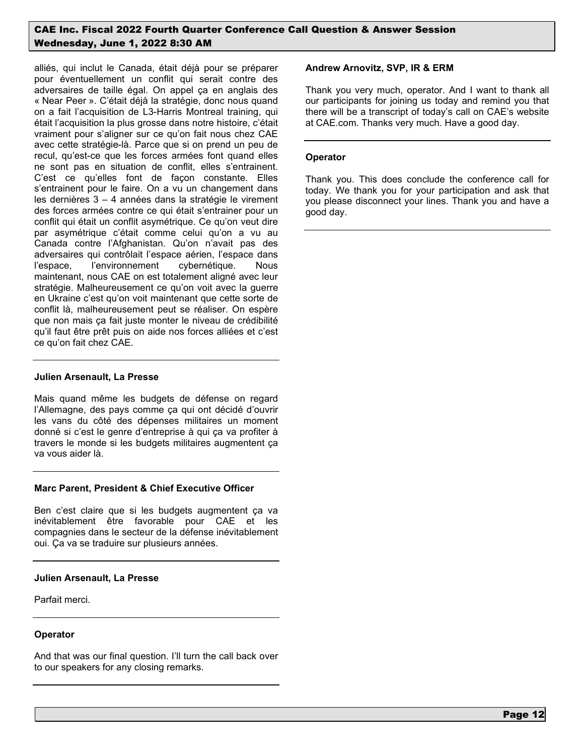alliés, qui inclut le Canada, était déjà pour se préparer pour éventuellement un conflit qui serait contre des adversaires de taille égal. On appel ça en anglais des « Near Peer ». C'était déjà la stratégie, donc nous quand on a fait l'acquisition de L3-Harris Montreal training, qui était l'acquisition la plus grosse dans notre histoire, c'était vraiment pour s'aligner sur ce qu'on fait nous chez CAE avec cette stratégie-là. Parce que si on prend un peu de recul, qu'est-ce que les forces armées font quand elles ne sont pas en situation de conflit, elles s'entrainent. C'est ce qu'elles font de façon constante. Elles s'entrainent pour le faire. On a vu un changement dans les dernières 3 – 4 années dans la stratégie le virement des forces armées contre ce qui était s'entrainer pour un conflit qui était un conflit asymétrique. Ce qu'on veut dire par asymétrique c'était comme celui qu'on a vu au Canada contre l'Afghanistan. Qu'on n'avait pas des adversaires qui contrôlait l'espace aérien, l'espace dans l'espace, l'environnement cybernétique. Nous maintenant, nous CAE on est totalement aligné avec leur stratégie. Malheureusement ce qu'on voit avec la guerre en Ukraine c'est qu'on voit maintenant que cette sorte de conflit là, malheureusement peut se réaliser. On espère que non mais ça fait juste monter le niveau de crédibilité qu'il faut être prêt puis on aide nos forces alliées et c'est ce qu'on fait chez CAE.

---

**Julien Arsenault, La Presse**

Mais quand même les budgets de défense on regard l'Allemagne, des pays comme ça qui ont décidé d'ouvrir les vans du côté des dépenses militaires un moment donné si c'est le genre d'entreprise à qui ça va profiter à travers le monde si les budgets militaires augmentent ça va vous aider là.

---

**Marc Parent, President & Chief Executive Officer**

Ben c'est claire que si les budgets augmentent ça va inévitablement être favorable pour CAE et les compagnies dans le secteur de la défense inévitablement oui. Ça va se traduire sur plusieurs années.

---

**Julien Arsenault, La Presse**

Parfait merci.

---

**Operator**

And that was our final question. I'll turn the call back over to our speakers for any closing remarks.

---

**Andrew Arnovitz, SVP, IR & ERM**

Thank you very much, operator. And I want to thank all our participants for joining us today and remind you that there will be a transcript of today's call on CAE's website at CAE.com. Thanks very much. Have a good day.

---

**Operator**

Thank you. This does conclude the conference call for today. We thank you for your participation and ask that you please disconnect your lines. Thank you and have a good day.

---